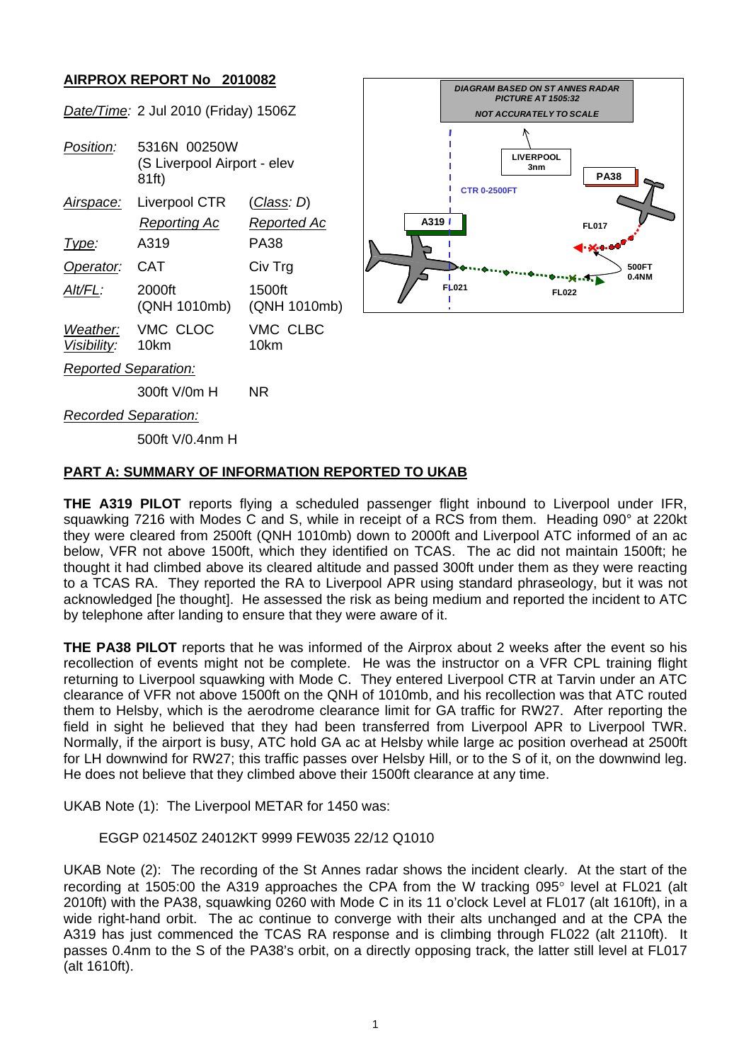## AIRPROX REPORT No 2010082

| | | |
|---|---|---|
| *Date/Time:* | 2 Jul 2010 (Friday) 1506Z | |
| *Position:* | 5316N 00250W (S Liverpool Airport - elev 81ft) | |
| *Airspace:* | Liverpool CTR | (*Class: D*) |
| | *Reporting Ac* | *Reported Ac* |
| *Type:* | A319 | PA38 |
| *Operator:* | CAT | Civ Trg |
| *Alt/FL:* | 2000ft (QNH 1010mb) | 1500ft (QNH 1010mb) |
| *Weather:* | VMC CLOC | VMC CLBC |
| *Visibility:* | 10km | 10km |
| *Reported Separation:* | | |
| | 300ft V/0m H | NR |
| *Recorded Separation:* | | |
| | 500ft V/0.4nm H | |

DIAGRAM BASED ON ST ANNES RADAR PICTURE AT 1505:32

NOT ACCURATELY TO SCALE

LIVERPOOL 3nm | CTR 0-2500FT | A319 | PA38 | FL017 | FL021 | FL022 | 500FT 0.4NM

## PART A: SUMMARY OF INFORMATION REPORTED TO UKAB

**THE A319 PILOT** reports flying a scheduled passenger flight inbound to Liverpool under IFR, squawking 7216 with Modes C and S, while in receipt of a RCS from them. Heading 090° at 220kt they were cleared from 2500ft (QNH 1010mb) down to 2000ft and Liverpool ATC informed of an ac below, VFR not above 1500ft, which they identified on TCAS. The ac did not maintain 1500ft; he thought it had climbed above its cleared altitude and passed 300ft under them as they were reacting to a TCAS RA. They reported the RA to Liverpool APR using standard phraseology, but it was not acknowledged [he thought]. He assessed the risk as being medium and reported the incident to ATC by telephone after landing to ensure that they were aware of it.

**THE PA38 PILOT** reports that he was informed of the Airprox about 2 weeks after the event so his recollection of events might not be complete. He was the instructor on a VFR CPL training flight returning to Liverpool squawking with Mode C. They entered Liverpool CTR at Tarvin under an ATC clearance of VFR not above 1500ft on the QNH of 1010mb, and his recollection was that ATC routed them to Helsby, which is the aerodrome clearance limit for GA traffic for RW27. After reporting the field in sight he believed that they had been transferred from Liverpool APR to Liverpool TWR. Normally, if the airport is busy, ATC hold GA ac at Helsby while large ac position overhead at 2500ft for LH downwind for RW27; this traffic passes over Helsby Hill, or to the S of it, on the downwind leg. He does not believe that they climbed above their 1500ft clearance at any time.

UKAB Note (1): The Liverpool METAR for 1450 was:

EGGP 021450Z 24012KT 9999 FEW035 22/12 Q1010

UKAB Note (2): The recording of the St Annes radar shows the incident clearly. At the start of the recording at 1505:00 the A319 approaches the CPA from the W tracking 095° level at FL021 (alt 2010ft) with the PA38, squawking 0260 with Mode C in its 11 o'clock Level at FL017 (alt 1610ft), in a wide right-hand orbit. The ac continue to converge with their alts unchanged and at the CPA the A319 has just commenced the TCAS response and is climbing through FL022 (alt 2110ft). It passes 0.4nm to the S of the PA38's orbit, on a directly opposing track, the latter still level at FL017 (alt 1610ft).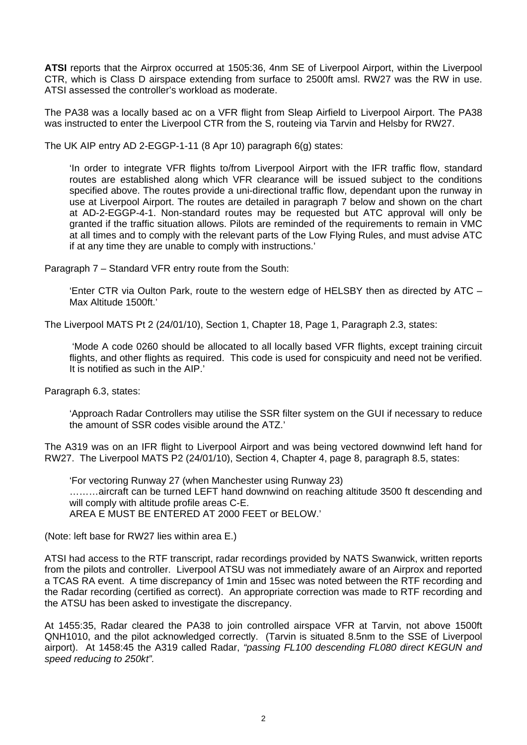**ATSI** reports that the Airprox occurred at 1505:36, 4nm SE of Liverpool Airport, within the Liverpool CTR, which is Class D airspace extending from surface to 2500ft amsl. RW27 was the RW in use. ATSI assessed the controller's workload as moderate.

The PA38 was a locally based ac on a VFR flight from Sleap Airfield to Liverpool Airport. The PA38 was instructed to enter the Liverpool CTR from the S, routeing via Tarvin and Helsby for RW27.

The UK AIP entry AD 2-EGGP-1-11 (8 Apr 10) paragraph 6(g) states:

> 'In order to integrate VFR flights to/from Liverpool Airport with the IFR traffic flow, standard routes are established along which VFR clearance will be issued subject to the conditions specified above. The routes provide a uni-directional traffic flow, dependant upon the runway in use at Liverpool Airport. The routes are detailed in paragraph 7 below and shown on the chart at AD-2-EGGP-4-1. Non-standard routes may be requested but ATC approval will only be granted if the traffic situation allows. Pilots are reminded of the requirements to remain in VMC at all times and to comply with the relevant parts of the Low Flying Rules, and must advise ATC if at any time they are unable to comply with instructions.'

Paragraph 7 – Standard VFR entry route from the South:

> 'Enter CTR via Oulton Park, route to the western edge of HELSBY then as directed by ATC – Max Altitude 1500ft.'

The Liverpool MATS Pt 2 (24/01/10), Section 1, Chapter 18, Page 1, Paragraph 2.3, states:

> 'Mode A code 0260 should be allocated to all locally based VFR flights, except training circuit flights, and other flights as required. This code is used for conspicuity and need not be verified. It is notified as such in the AIP.'

Paragraph 6.3, states:

> 'Approach Radar Controllers may utilise the SSR filter system on the GUI if necessary to reduce the amount of SSR codes visible around the ATZ.'

The A319 was on an IFR flight to Liverpool Airport and was being vectored downwind left hand for RW27. The Liverpool MATS P2 (24/01/10), Section 4, Chapter 4, page 8, paragraph 8.5, states:

> 'For vectoring Runway 27 (when Manchester using Runway 23)
> ………aircraft can be turned LEFT hand downwind on reaching altitude 3500 ft descending and will comply with altitude profile areas C-E.
> AREA E MUST BE ENTERED AT 2000 FEET or BELOW.'

(Note: left base for RW27 lies within area E.)

ATSI had access to the RTF transcript, radar recordings provided by NATS Swanwick, written reports from the pilots and controller. Liverpool ATSU was not immediately aware of an Airprox and reported a TCAS RA event. A time discrepancy of 1min and 15sec was noted between the RTF recording and the Radar recording (certified as correct). An appropriate correction was made to RTF recording and the ATSU has been asked to investigate the discrepancy.

At 1455:35, Radar cleared the PA38 to join controlled airspace VFR at Tarvin, not above 1500ft QNH1010, and the pilot acknowledged correctly. (Tarvin is situated 8.5nm to the SSE of Liverpool airport). At 1458:45 the A319 called Radar, *"passing FL100 descending FL080 direct KEGUN and speed reducing to 250kt".*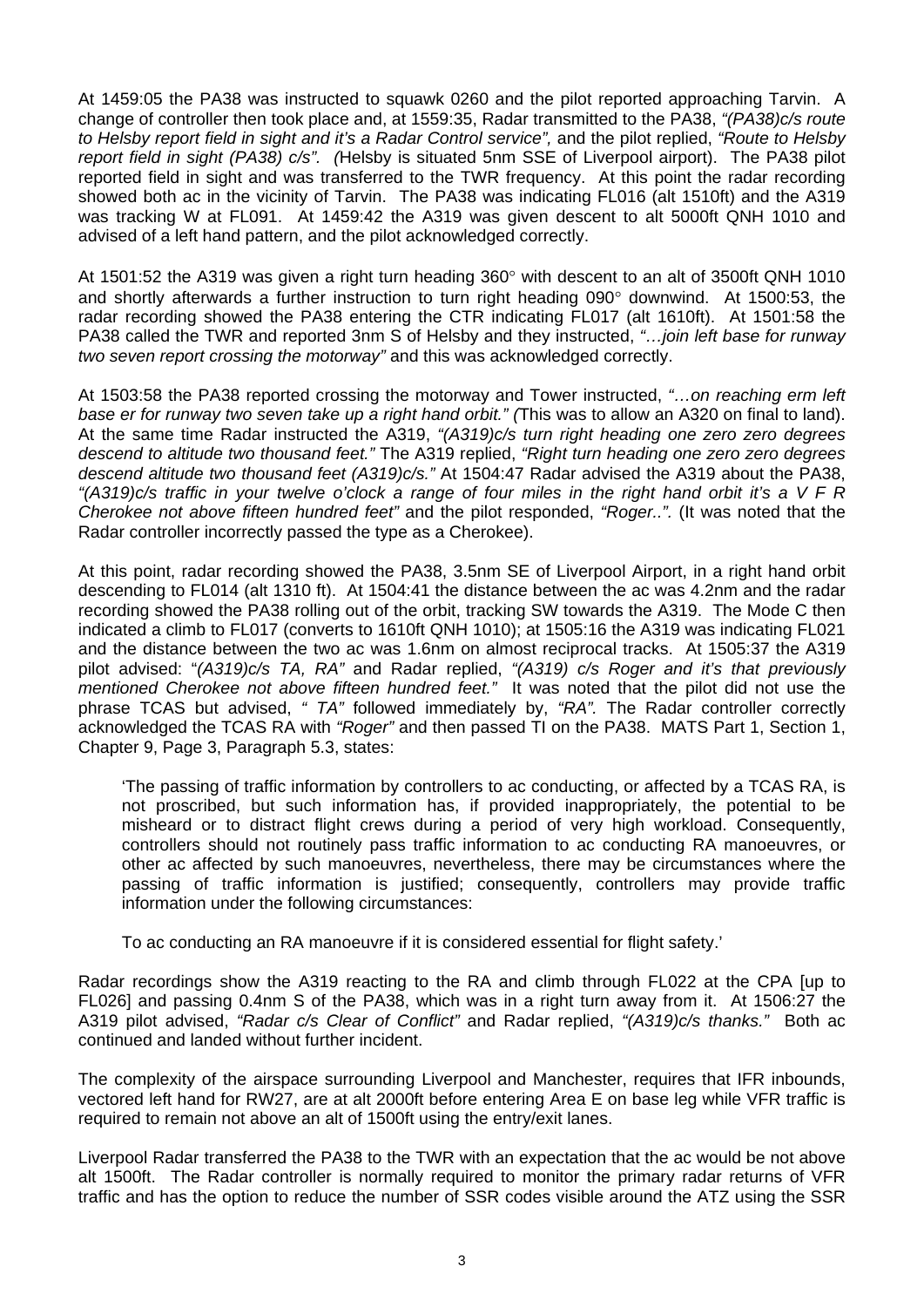At 1459:05 the PA38 was instructed to squawk 0260 and the pilot reported approaching Tarvin. A change of controller then took place and, at 1559:35, Radar transmitted to the PA38, *"(PA38)c/s route to Helsby report field in sight and it's a Radar Control service",* and the pilot replied, *"Route to Helsby report field in sight (PA38) c/s". (*Helsby is situated 5nm SSE of Liverpool airport). The PA38 pilot reported field in sight and was transferred to the TWR frequency. At this point the radar recording showed both ac in the vicinity of Tarvin. The PA38 was indicating FL016 (alt 1510ft) and the A319 was tracking W at FL091. At 1459:42 the A319 was given descent to alt 5000ft QNH 1010 and advised of a left hand pattern, and the pilot acknowledged correctly.

At 1501:52 the A319 was given a right turn heading 360° with descent to an alt of 3500ft QNH 1010 and shortly afterwards a further instruction to turn right heading 090° downwind. At 1500:53, the radar recording showed the PA38 entering the CTR indicating FL017 (alt 1610ft). At 1501:58 the PA38 called the TWR and reported 3nm S of Helsby and they instructed, *"…join left base for runway two seven report crossing the motorway"* and this was acknowledged correctly.

At 1503:58 the PA38 reported crossing the motorway and Tower instructed, *"…on reaching erm left base er for runway two seven take up a right hand orbit." (*This was to allow an A320 on final to land). At the same time Radar instructed the A319, *"(A319)c/s turn right heading one zero zero degrees descend to altitude two thousand feet."* The A319 replied, *"Right turn heading one zero zero degrees descend altitude two thousand feet (A319)c/s."* At 1504:47 Radar advised the A319 about the PA38, *"(A319)c/s traffic in your twelve o'clock a range of four miles in the right hand orbit it's a V F R Cherokee not above fifteen hundred feet"* and the pilot responded, *"Roger..".* (It was noted that the Radar controller incorrectly passed the type as a Cherokee).

At this point, radar recording showed the PA38, 3.5nm SE of Liverpool Airport, in a right hand orbit descending to FL014 (alt 1310 ft). At 1504:41 the distance between the ac was 4.2nm and the radar recording showed the PA38 rolling out of the orbit, tracking SW towards the A319. The Mode C then indicated a climb to FL017 (converts to 1610ft QNH 1010); at 1505:16 the A319 was indicating FL021 and the distance between the two ac was 1.6nm on almost reciprocal tracks. At 1505:37 the A319 pilot advised: "*(A319)c/s TA, RA"* and Radar replied, *"(A319) c/s Roger and it's that previously mentioned Cherokee not above fifteen hundred feet."* It was noted that the pilot did not use the phrase TCAS but advised, *" TA"* followed immediately by, *"RA".* The Radar controller correctly acknowledged the TCAS RA with *"Roger"* and then passed TI on the PA38. MATS Part 1, Section 1, Chapter 9, Page 3, Paragraph 5.3, states:

> 'The passing of traffic information by controllers to ac conducting, or affected by a TCAS RA, is not proscribed, but such information has, if provided inappropriately, the potential to be misheard or to distract flight crews during a period of very high workload. Consequently, controllers should not routinely pass traffic information to ac conducting RA manoeuvres, or other ac affected by such manoeuvres, nevertheless, there may be circumstances where the passing of traffic information is justified; consequently, controllers may provide traffic information under the following circumstances:
>
> To ac conducting an RA manoeuvre if it is considered essential for flight safety.'

Radar recordings show the A319 reacting to the RA and climb through FL022 at the CPA [up to FL026] and passing 0.4nm S of the PA38, which was in a right turn away from it. At 1506:27 the A319 pilot advised, *"Radar c/s Clear of Conflict"* and Radar replied, *"(A319)c/s thanks."* Both ac continued and landed without further incident.

The complexity of the airspace surrounding Liverpool and Manchester, requires that IFR inbounds, vectored left hand for RW27, are at alt 2000ft before entering Area E on base leg while VFR traffic is required to remain not above an alt of 1500ft using the entry/exit lanes.

Liverpool Radar transferred the PA38 to the TWR with an expectation that the ac would be not above alt 1500ft. The Radar controller is normally required to monitor the primary radar returns of VFR traffic and has the option to reduce the number of SSR codes visible around the ATZ using the SSR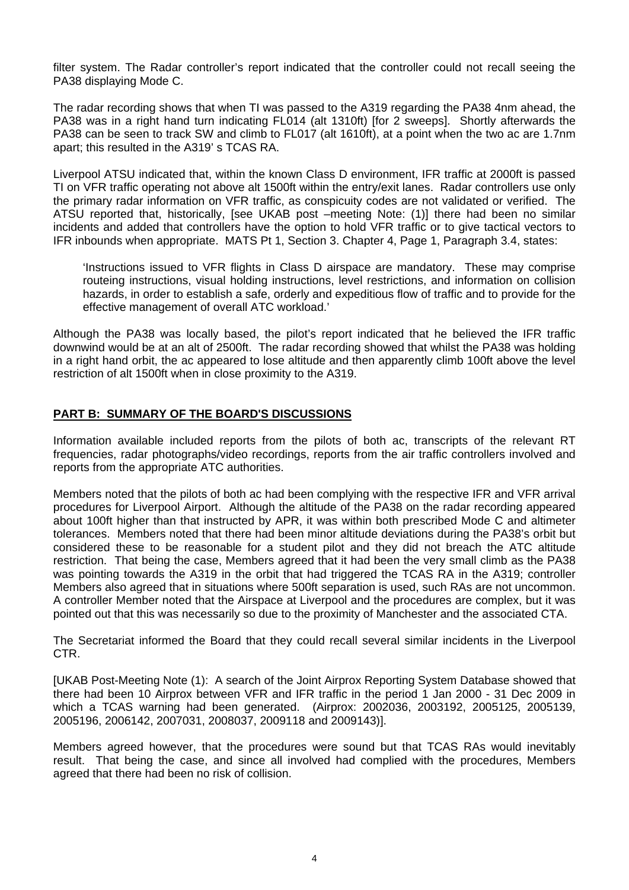filter system. The Radar controller's report indicated that the controller could not recall seeing the PA38 displaying Mode C.

The radar recording shows that when TI was passed to the A319 regarding the PA38 4nm ahead, the PA38 was in a right hand turn indicating FL014 (alt 1310ft) [for 2 sweeps]. Shortly afterwards the PA38 can be seen to track SW and climb to FL017 (alt 1610ft), at a point when the two ac are 1.7nm apart; this resulted in the A319' s TCAS RA.

Liverpool ATSU indicated that, within the known Class D environment, IFR traffic at 2000ft is passed TI on VFR traffic operating not above alt 1500ft within the entry/exit lanes. Radar controllers use only the primary radar information on VFR traffic, as conspicuity codes are not validated or verified. The ATSU reported that, historically, [see UKAB post –meeting Note: (1)] there had been no similar incidents and added that controllers have the option to hold VFR traffic or to give tactical vectors to IFR inbounds when appropriate. MATS Pt 1, Section 3. Chapter 4, Page 1, Paragraph 3.4, states:

> 'Instructions issued to VFR flights in Class D airspace are mandatory. These may comprise routeing instructions, visual holding instructions, level restrictions, and information on collision hazards, in order to establish a safe, orderly and expeditious flow of traffic and to provide for the effective management of overall ATC workload.'

Although the PA38 was locally based, the pilot's report indicated that he believed the IFR traffic downwind would be at an alt of 2500ft. The radar recording showed that whilst the PA38 was holding in a right hand orbit, the ac appeared to lose altitude and then apparently climb 100ft above the level restriction of alt 1500ft when in close proximity to the A319.

## PART B: SUMMARY OF THE BOARD'S DISCUSSIONS

Information available included reports from the pilots of both ac, transcripts of the relevant RT frequencies, radar photographs/video recordings, reports from the air traffic controllers involved and reports from the appropriate ATC authorities.

Members noted that the pilots of both ac had been complying with the respective IFR and VFR arrival procedures for Liverpool Airport. Although the altitude of the PA38 on the radar recording appeared about 100ft higher than that instructed by APR, it was within both prescribed Mode C and altimeter tolerances. Members noted that there had been minor altitude deviations during the PA38's orbit but considered these to be reasonable for a student pilot and they did not breach the ATC altitude restriction. That being the case, Members agreed that it had been the very small climb as the PA38 was pointing towards the A319 in the orbit that had triggered the TCAS RA in the A319; controller Members also agreed that in situations where 500ft separation is used, such RAs are not uncommon. A controller Member noted that the Airspace at Liverpool and the procedures are complex, but it was pointed out that this was necessarily so due to the proximity of Manchester and the associated CTA.

The Secretariat informed the Board that they could recall several similar incidents in the Liverpool CTR.

[UKAB Post-Meeting Note (1): A search of the Joint Airprox Reporting System Database showed that there had been 10 Airprox between VFR and IFR traffic in the period 1 Jan 2000 - 31 Dec 2009 in which a TCAS warning had been generated. (Airprox: 2002036, 2003192, 2005125, 2005139, 2005196, 2006142, 2007031, 2008037, 2009118 and 2009143)].

Members agreed however, that the procedures were sound but that TCAS RAs would inevitably result. That being the case, and since all involved had complied with the procedures, Members agreed that there had been no risk of collision.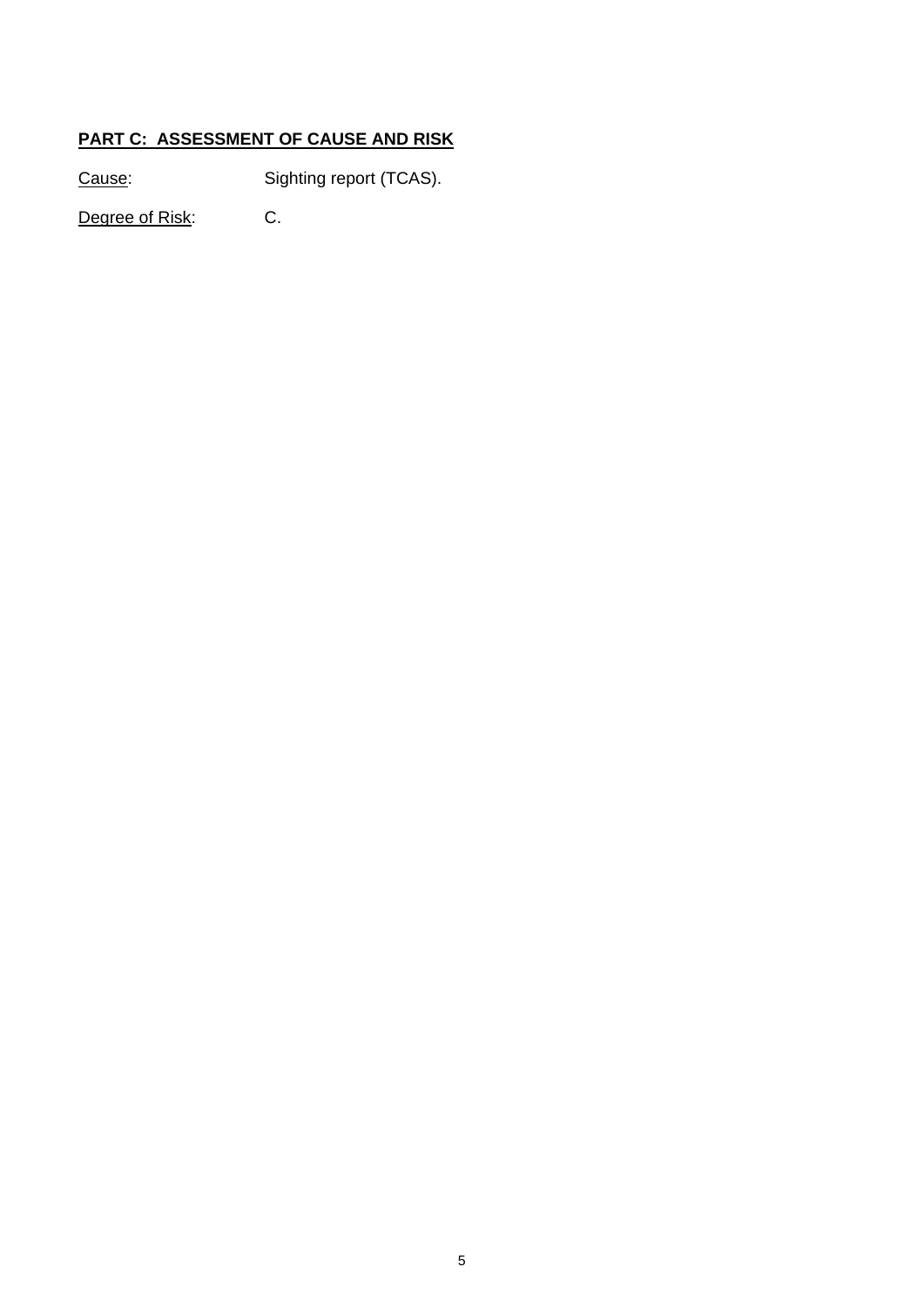**PART C: ASSESSMENT OF CAUSE AND RISK**

Cause: Sighting report (TCAS).

Degree of Risk: C.